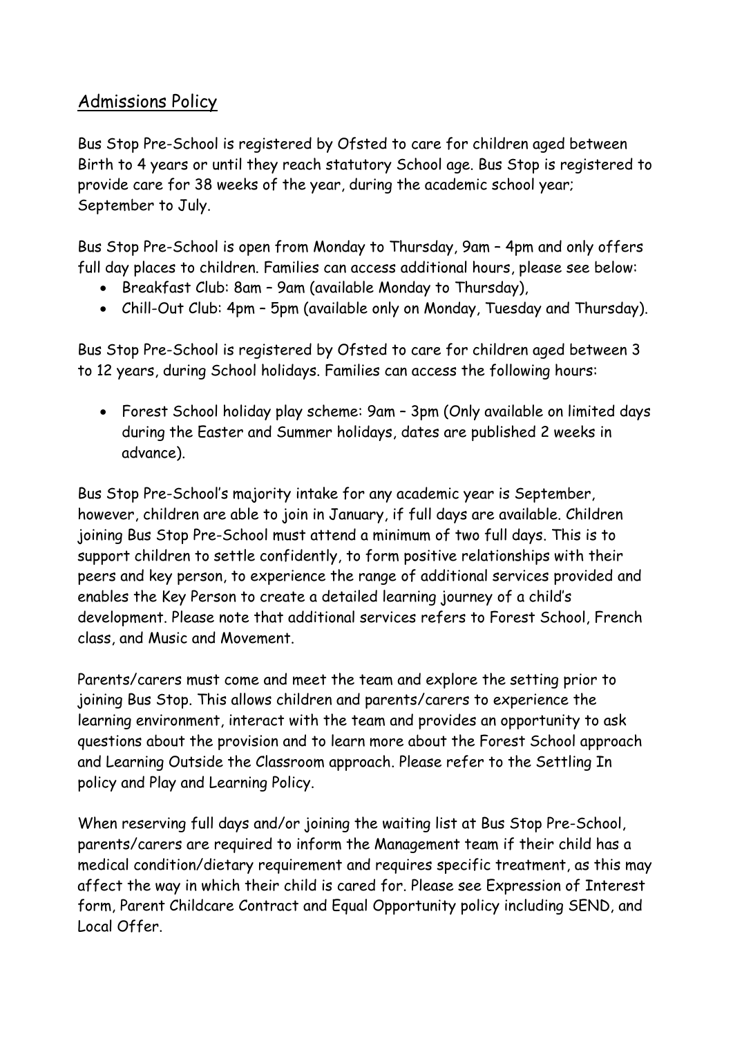## Admissions Policy

Bus Stop Pre-School is registered by Ofsted to care for children aged between Birth to 4 years or until they reach statutory School age. Bus Stop is registered to provide care for 38 weeks of the year, during the academic school year; September to July.

Bus Stop Pre-School is open from Monday to Thursday, 9am – 4pm and only offers full day places to children. Families can access additional hours, please see below:

- Breakfast Club: 8am – 9am (available Monday to Thursday),
- Chill-Out Club: 4pm – 5pm (available only on Monday, Tuesday and Thursday).

Bus Stop Pre-School is registered by Ofsted to care for children aged between 3 to 12 years, during School holidays. Families can access the following hours:

- Forest School holiday play scheme: 9am – 3pm (Only available on limited days during the Easter and Summer holidays, dates are published 2 weeks in advance).

Bus Stop Pre-School's majority intake for any academic year is September, however, children are able to join in January, if full days are available. Children joining Bus Stop Pre-School must attend a minimum of two full days. This is to support children to settle confidently, to form positive relationships with their peers and key person, to experience the range of additional services provided and enables the Key Person to create a detailed learning journey of a child's development. Please note that additional services refers to Forest School, French class, and Music and Movement.

Parents/carers must come and meet the team and explore the setting prior to joining Bus Stop. This allows children and parents/carers to experience the learning environment, interact with the team and provides an opportunity to ask questions about the provision and to learn more about the Forest School approach and Learning Outside the Classroom approach. Please refer to the Settling In policy and Play and Learning Policy.

When reserving full days and/or joining the waiting list at Bus Stop Pre-School, parents/carers are required to inform the Management team if their child has a medical condition/dietary requirement and requires specific treatment, as this may affect the way in which their child is cared for. Please see Expression of Interest form, Parent Childcare Contract and Equal Opportunity policy including SEND, and Local Offer.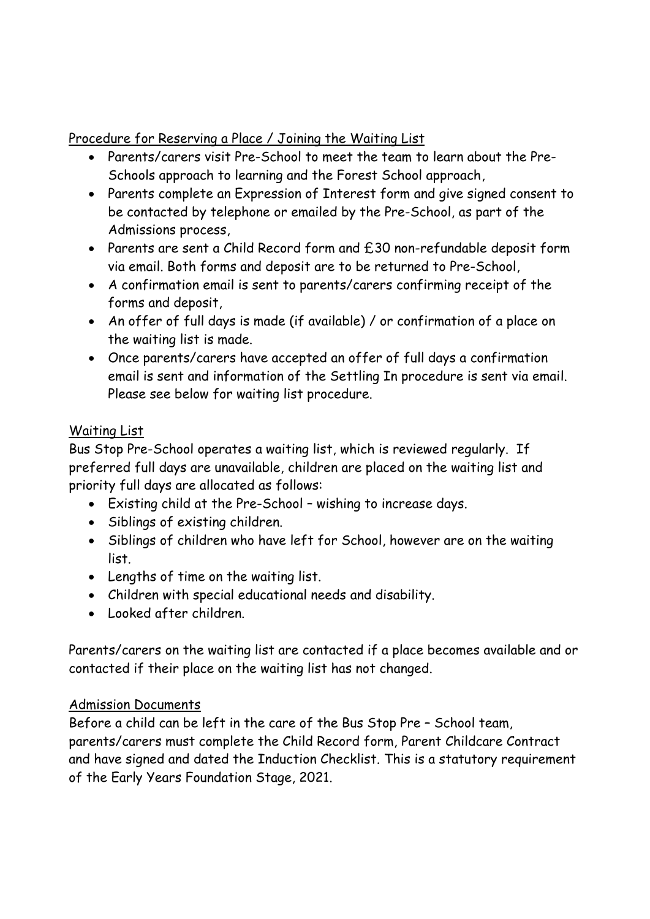Procedure for Reserving a Place / Joining the Waiting List

- Parents/carers visit Pre-School to meet the team to learn about the Pre-Schools approach to learning and the Forest School approach,
- Parents complete an Expression of Interest form and give signed consent to be contacted by telephone or emailed by the Pre-School, as part of the Admissions process,
- Parents are sent a Child Record form and £30 non-refundable deposit form via email. Both forms and deposit are to be returned to Pre-School,
- A confirmation email is sent to parents/carers confirming receipt of the forms and deposit,
- An offer of full days is made (if available) / or confirmation of a place on the waiting list is made.
- Once parents/carers have accepted an offer of full days a confirmation email is sent and information of the Settling In procedure is sent via email. Please see below for waiting list procedure.

Waiting List

Bus Stop Pre-School operates a waiting list, which is reviewed regularly. If preferred full days are unavailable, children are placed on the waiting list and priority full days are allocated as follows:

- Existing child at the Pre-School – wishing to increase days.
- Siblings of existing children.
- Siblings of children who have left for School, however are on the waiting list.
- Lengths of time on the waiting list.
- Children with special educational needs and disability.
- Looked after children.

Parents/carers on the waiting list are contacted if a place becomes available and or contacted if their place on the waiting list has not changed.

Admission Documents

Before a child can be left in the care of the Bus Stop Pre – School team, parents/carers must complete the Child Record form, Parent Childcare Contract and have signed and dated the Induction Checklist. This is a statutory requirement of the Early Years Foundation Stage, 2021.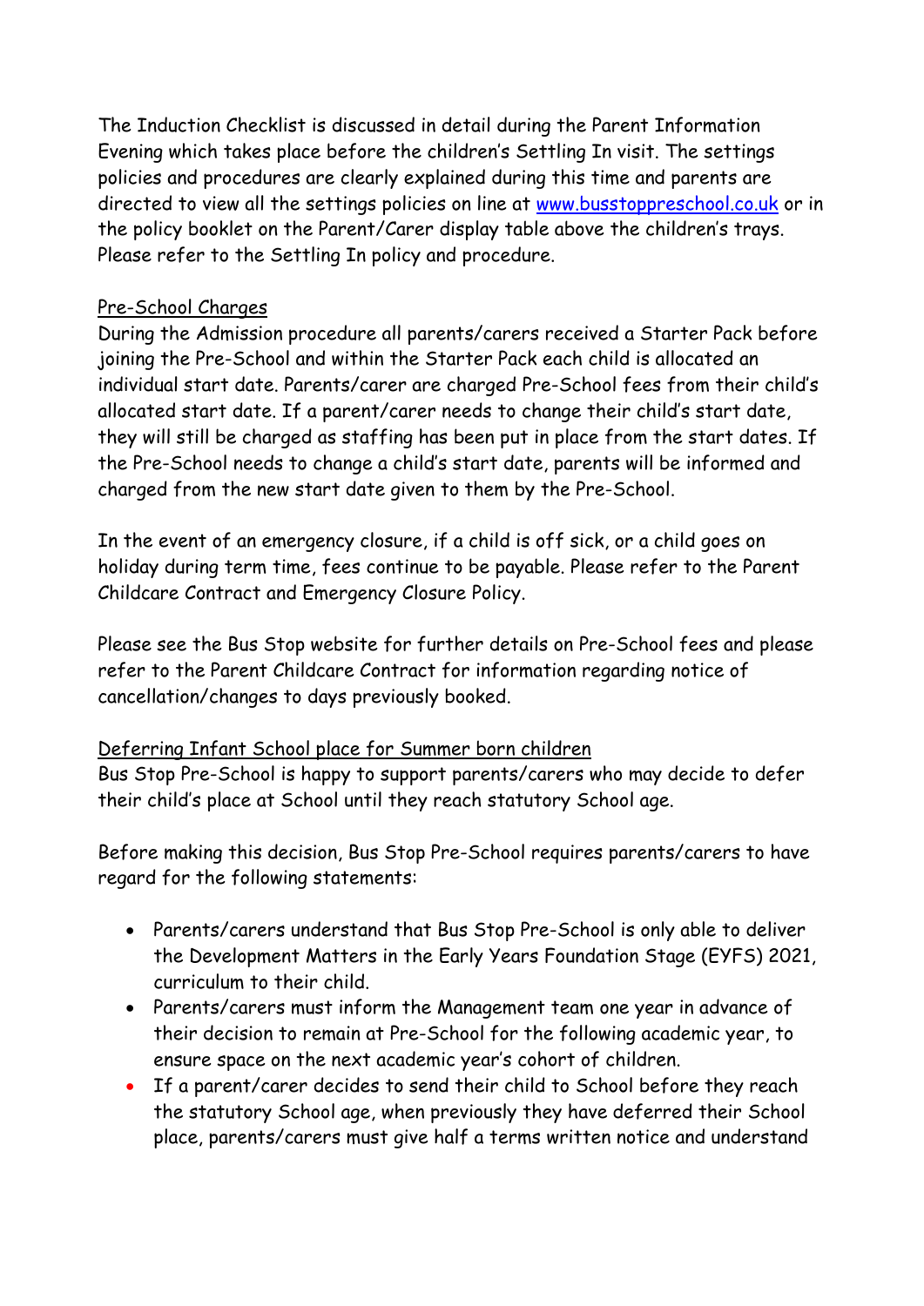The Induction Checklist is discussed in detail during the Parent Information Evening which takes place before the children's Settling In visit. The settings policies and procedures are clearly explained during this time and parents are directed to view all the settings policies on line at [www.busstoppreschool.co.uk](http://www.busstoppreschool.co.uk) or in the policy booklet on the Parent/Carer display table above the children's trays. Please refer to the Settling In policy and procedure.

Pre-School Charges

During the Admission procedure all parents/carers received a Starter Pack before joining the Pre-School and within the Starter Pack each child is allocated an individual start date. Parents/carer are charged Pre-School fees from their child's allocated start date. If a parent/carer needs to change their child's start date, they will still be charged as staffing has been put in place from the start dates. If the Pre-School needs to change a child's start date, parents will be informed and charged from the new start date given to them by the Pre-School.

In the event of an emergency closure, if a child is off sick, or a child goes on holiday during term time, fees continue to be payable. Please refer to the Parent Childcare Contract and Emergency Closure Policy.

Please see the Bus Stop website for further details on Pre-School fees and please refer to the Parent Childcare Contract for information regarding notice of cancellation/changes to days previously booked.

Deferring Infant School place for Summer born children

Bus Stop Pre-School is happy to support parents/carers who may decide to defer their child's place at School until they reach statutory School age.

Before making this decision, Bus Stop Pre-School requires parents/carers to have regard for the following statements:

- Parents/carers understand that Bus Stop Pre-School is only able to deliver the Development Matters in the Early Years Foundation Stage (EYFS) 2021, curriculum to their child.
- Parents/carers must inform the Management team one year in advance of their decision to remain at Pre-School for the following academic year, to ensure space on the next academic year's cohort of children.
- If a parent/carer decides to send their child to School before they reach the statutory School age, when previously they have deferred their School place, parents/carers must give half a terms written notice and understand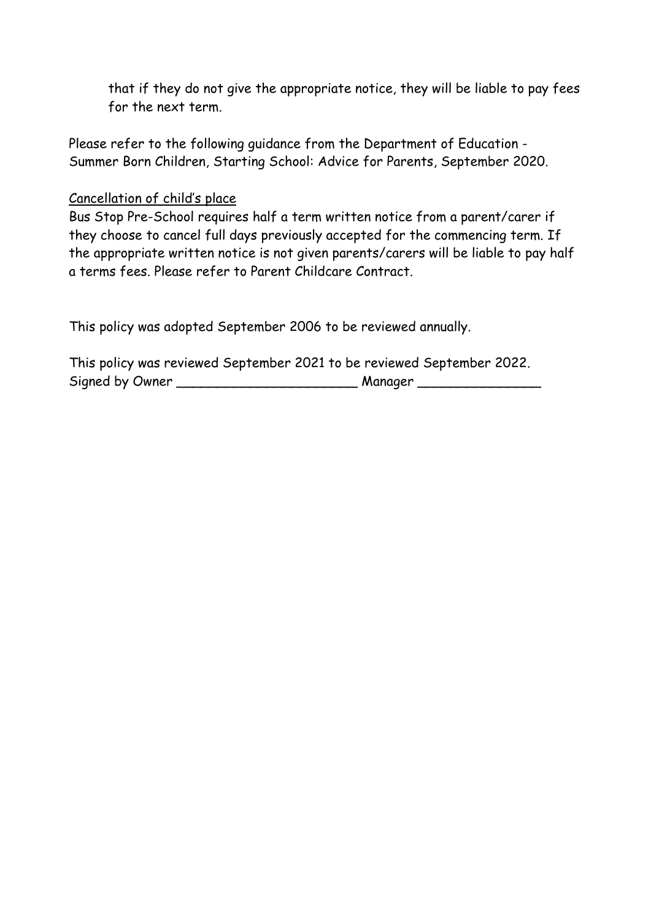that if they do not give the appropriate notice, they will be liable to pay fees for the next term.

Please refer to the following guidance from the Department of Education - Summer Born Children, Starting School: Advice for Parents, September 2020.

<u>Cancellation of child's place</u>
Bus Stop Pre-School requires half a term written notice from a parent/carer if they choose to cancel full days previously accepted for the commencing term. If the appropriate written notice is not given parents/carers will be liable to pay half a terms fees. Please refer to Parent Childcare Contract.

This policy was adopted September 2006 to be reviewed annually.

This policy was reviewed September 2021 to be reviewed September 2022.
Signed by Owner ______________________ Manager _______________